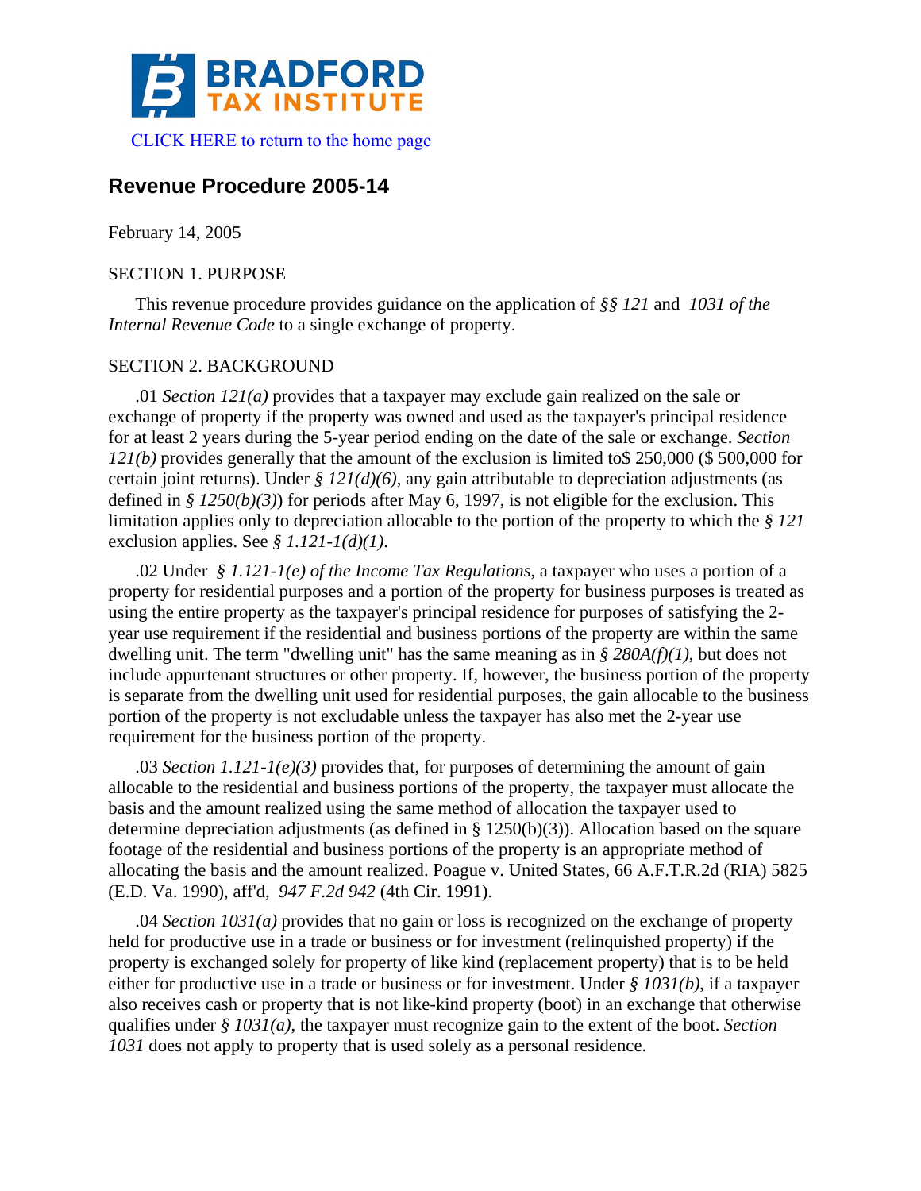# BRADFORD TAX INSTITUTE

CLICK HERE to return to the home page

## Revenue Procedure 2005-14

February 14, 2005

SECTION 1. PURPOSE

This revenue procedure provides guidance on the application of *§§ 121* and *1031 of the Internal Revenue Code* to a single exchange of property.

SECTION 2. BACKGROUND

.01 *Section 121(a)* provides that a taxpayer may exclude gain realized on the sale or exchange of property if the property was owned and used as the taxpayer's principal residence for at least 2 years during the 5-year period ending on the date of the sale or exchange. *Section 121(b)* provides generally that the amount of the exclusion is limited to$ 250,000 ($ 500,000 for certain joint returns). Under *§ 121(d)(6)*, any gain attributable to depreciation adjustments (as defined in *§ 1250(b)(3)*) for periods after May 6, 1997, is not eligible for the exclusion. This limitation applies only to depreciation allocable to the portion of the property to which the *§ 121* exclusion applies. See *§ 1.121-1(d)(1)*.

.02 Under *§ 1.121-1(e) of the Income Tax Regulations*, a taxpayer who uses a portion of a property for residential purposes and a portion of the property for business purposes is treated as using the entire property as the taxpayer's principal residence for purposes of satisfying the 2-year use requirement if the residential and business portions of the property are within the same dwelling unit. The term "dwelling unit" has the same meaning as in *§ 280A(f)(1)*, but does not include appurtenant structures or other property. If, however, the business portion of the property is separate from the dwelling unit used for residential purposes, the gain allocable to the business portion of the property is not excludable unless the taxpayer has also met the 2-year use requirement for the business portion of the property.

.03 *Section 1.121-1(e)(3)* provides that, for purposes of determining the amount of gain allocable to the residential and business portions of the property, the taxpayer must allocate the basis and the amount realized using the same method of allocation the taxpayer used to determine depreciation adjustments (as defined in § 1250(b)(3)). Allocation based on the square footage of the residential and business portions of the property is an appropriate method of allocating the basis and the amount realized. Poague v. United States, 66 A.F.T.R.2d (RIA) 5825 (E.D. Va. 1990), aff'd, *947 F.2d 942* (4th Cir. 1991).

.04 *Section 1031(a)* provides that no gain or loss is recognized on the exchange of property held for productive use in a trade or business or for investment (relinquished property) if the property is exchanged solely for property of like kind (replacement property) that is to be held either for productive use in a trade or business or for investment. Under *§ 1031(b)*, if a taxpayer also receives cash or property that is not like-kind property (boot) in an exchange that otherwise qualifies under *§ 1031(a)*, the taxpayer must recognize gain to the extent of the boot. *Section 1031* does not apply to property that is used solely as a personal residence.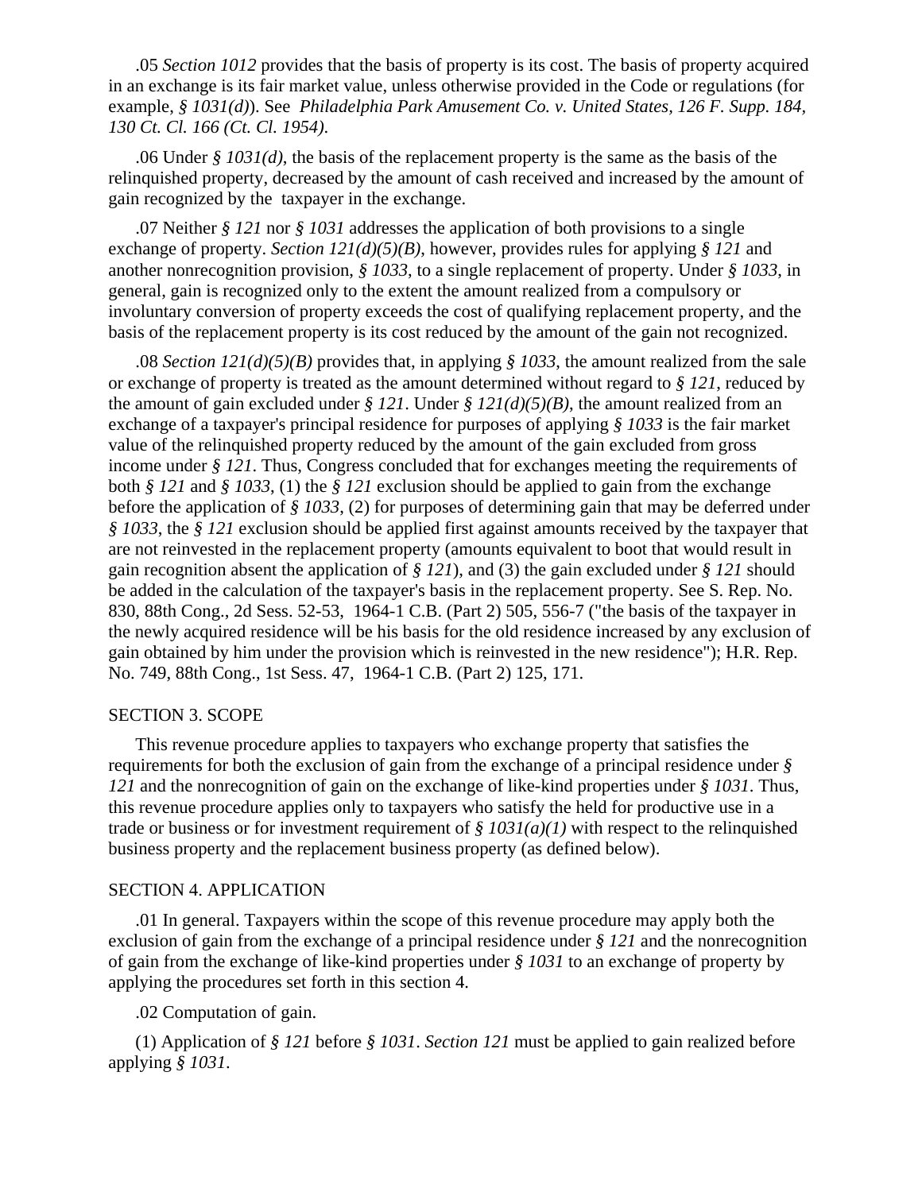.05 *Section 1012* provides that the basis of property is its cost. The basis of property acquired in an exchange is its fair market value, unless otherwise provided in the Code or regulations (for example, *§ 1031(d)*). See *Philadelphia Park Amusement Co. v. United States, 126 F. Supp. 184, 130 Ct. Cl. 166 (Ct. Cl. 1954).*

.06 Under *§ 1031(d)*, the basis of the replacement property is the same as the basis of the relinquished property, decreased by the amount of cash received and increased by the amount of gain recognized by the taxpayer in the exchange.

.07 Neither *§ 121* nor *§ 1031* addresses the application of both provisions to a single exchange of property. *Section 121(d)(5)(B)*, however, provides rules for applying *§ 121* and another nonrecognition provision, *§ 1033*, to a single replacement of property. Under *§ 1033*, in general, gain is recognized only to the extent the amount realized from a compulsory or involuntary conversion of property exceeds the cost of qualifying replacement property, and the basis of the replacement property is its cost reduced by the amount of the gain not recognized.

.08 *Section 121(d)(5)(B)* provides that, in applying *§ 1033*, the amount realized from the sale or exchange of property is treated as the amount determined without regard to *§ 121*, reduced by the amount of gain excluded under *§ 121*. Under *§ 121(d)(5)(B)*, the amount realized from an exchange of a taxpayer's principal residence for purposes of applying *§ 1033* is the fair market value of the relinquished property reduced by the amount of the gain excluded from gross income under *§ 121*. Thus, Congress concluded that for exchanges meeting the requirements of both *§ 121* and *§ 1033*, (1) the *§ 121* exclusion should be applied to gain from the exchange before the application of *§ 1033*, (2) for purposes of determining gain that may be deferred under *§ 1033*, the *§ 121* exclusion should be applied first against amounts received by the taxpayer that are not reinvested in the replacement property (amounts equivalent to boot that would result in gain recognition absent the application of *§ 121*), and (3) the gain excluded under *§ 121* should be added in the calculation of the taxpayer's basis in the replacement property. See S. Rep. No. 830, 88th Cong., 2d Sess. 52-53, 1964-1 C.B. (Part 2) 505, 556-7 ("the basis of the taxpayer in the newly acquired residence will be his basis for the old residence increased by any exclusion of gain obtained by him under the provision which is reinvested in the new residence"); H.R. Rep. No. 749, 88th Cong., 1st Sess. 47, 1964-1 C.B. (Part 2) 125, 171.

SECTION 3. SCOPE

This revenue procedure applies to taxpayers who exchange property that satisfies the requirements for both the exclusion of gain from the exchange of a principal residence under *§ 121* and the nonrecognition of gain on the exchange of like-kind properties under *§ 1031*. Thus, this revenue procedure applies only to taxpayers who satisfy the held for productive use in a trade or business or for investment requirement of *§ 1031(a)(1)* with respect to the relinquished business property and the replacement business property (as defined below).

SECTION 4. APPLICATION

.01 In general. Taxpayers within the scope of this revenue procedure may apply both the exclusion of gain from the exchange of a principal residence under *§ 121* and the nonrecognition of gain from the exchange of like-kind properties under *§ 1031* to an exchange of property by applying the procedures set forth in this section 4.

.02 Computation of gain.

(1) Application of *§ 121* before *§ 1031*. *Section 121* must be applied to gain realized before applying *§ 1031*.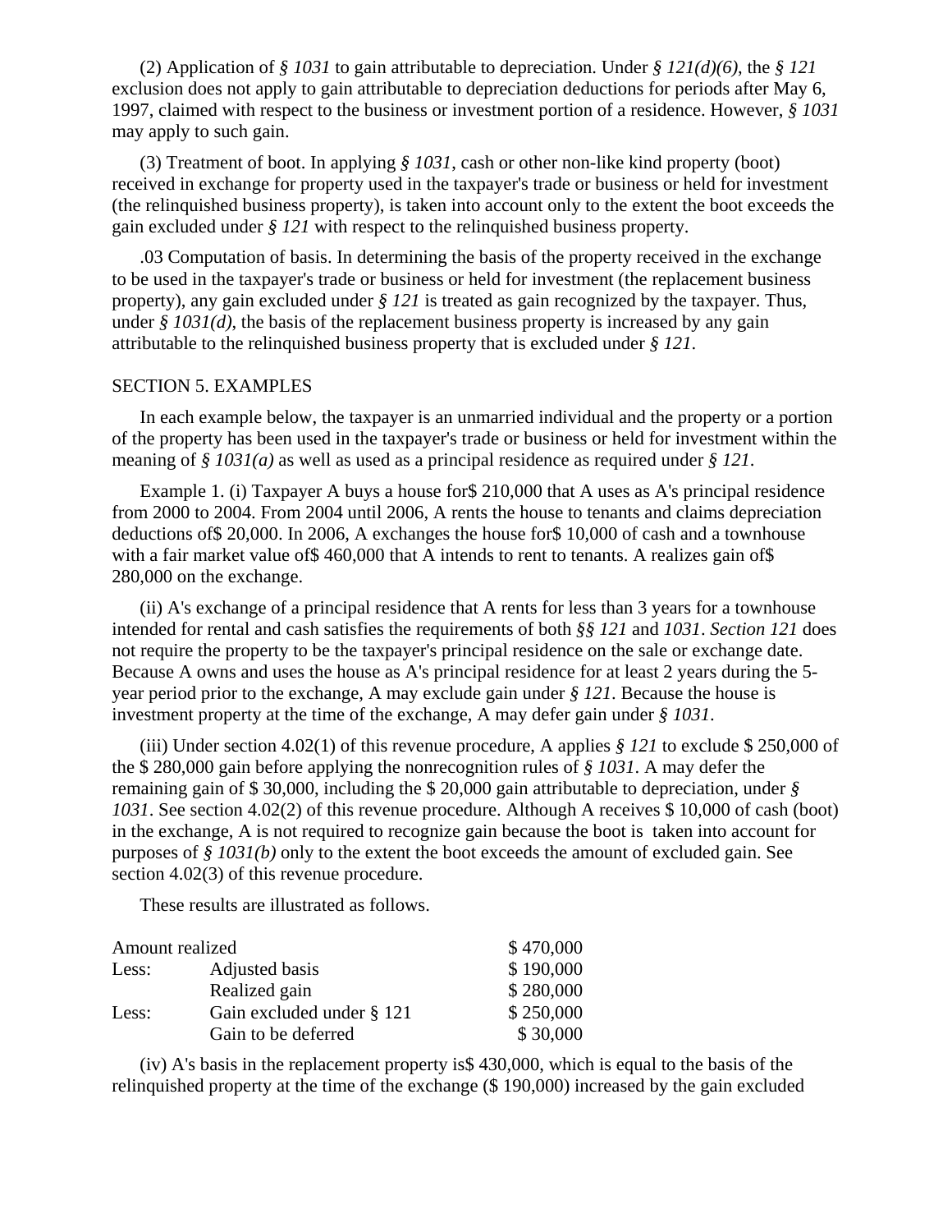(2) Application of *§ 1031* to gain attributable to depreciation. Under *§ 121(d)(6)*, the *§ 121* exclusion does not apply to gain attributable to depreciation deductions for periods after May 6, 1997, claimed with respect to the business or investment portion of a residence. However, *§ 1031* may apply to such gain.

(3) Treatment of boot. In applying *§ 1031*, cash or other non-like kind property (boot) received in exchange for property used in the taxpayer's trade or business or held for investment (the relinquished business property), is taken into account only to the extent the boot exceeds the gain excluded under *§ 121* with respect to the relinquished business property.

.03 Computation of basis. In determining the basis of the property received in the exchange to be used in the taxpayer's trade or business or held for investment (the replacement business property), any gain excluded under *§ 121* is treated as gain recognized by the taxpayer. Thus, under *§ 1031(d)*, the basis of the replacement business property is increased by any gain attributable to the relinquished business property that is excluded under *§ 121*.

SECTION 5. EXAMPLES

In each example below, the taxpayer is an unmarried individual and the property or a portion of the property has been used in the taxpayer's trade or business or held for investment within the meaning of *§ 1031(a)* as well as used as a principal residence as required under *§ 121*.

Example 1. (i) Taxpayer A buys a house for$ 210,000 that A uses as A's principal residence from 2000 to 2004. From 2004 until 2006, A rents the house to tenants and claims depreciation deductions of$ 20,000. In 2006, A exchanges the house for$ 10,000 of cash and a townhouse with a fair market value of$ 460,000 that A intends to rent to tenants. A realizes gain of$ 280,000 on the exchange.

(ii) A's exchange of a principal residence that A rents for less than 3 years for a townhouse intended for rental and cash satisfies the requirements of both *§§ 121* and *1031*. *Section 121* does not require the property to be the taxpayer's principal residence on the sale or exchange date. Because A owns and uses the house as A's principal residence for at least 2 years during the 5-year period prior to the exchange, A may exclude gain under *§ 121*. Because the house is investment property at the time of the exchange, A may defer gain under *§ 1031*.

(iii) Under section 4.02(1) of this revenue procedure, A applies *§ 121* to exclude $ 250,000 of the $ 280,000 gain before applying the nonrecognition rules of *§ 1031*. A may defer the remaining gain of $ 30,000, including the $ 20,000 gain attributable to depreciation, under *§ 1031*. See section 4.02(2) of this revenue procedure. Although A receives $ 10,000 of cash (boot) in the exchange, A is not required to recognize gain because the boot is taken into account for purposes of *§ 1031(b)* only to the extent the boot exceeds the amount of excluded gain. See section 4.02(3) of this revenue procedure.

These results are illustrated as follows.

| | | |
|---|---|---|
| Amount realized | | $ 470,000 |
| Less: | Adjusted basis | $ 190,000 |
| | Realized gain | $ 280,000 |
| Less: | Gain excluded under § 121 | $ 250,000 |
| | Gain to be deferred | $ 30,000 |

(iv) A's basis in the replacement property is$ 430,000, which is equal to the basis of the relinquished property at the time of the exchange ($ 190,000) increased by the gain excluded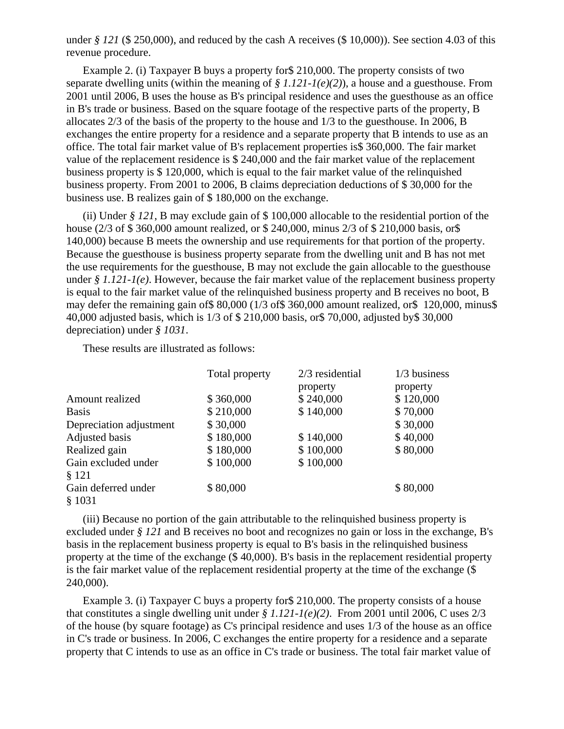under *§ 121* ($ 250,000), and reduced by the cash A receives ($ 10,000)). See section 4.03 of this revenue procedure.

Example 2. (i) Taxpayer B buys a property for$ 210,000. The property consists of two separate dwelling units (within the meaning of *§ 1.121-1(e)(2)*), a house and a guesthouse. From 2001 until 2006, B uses the house as B's principal residence and uses the guesthouse as an office in B's trade or business. Based on the square footage of the respective parts of the property, B allocates 2/3 of the basis of the property to the house and 1/3 to the guesthouse. In 2006, B exchanges the entire property for a residence and a separate property that B intends to use as an office. The total fair market value of B's replacement properties is$ 360,000. The fair market value of the replacement residence is $ 240,000 and the fair market value of the replacement business property is $ 120,000, which is equal to the fair market value of the relinquished business property. From 2001 to 2006, B claims depreciation deductions of $ 30,000 for the business use. B realizes gain of $ 180,000 on the exchange.

(ii) Under *§ 121*, B may exclude gain of $ 100,000 allocable to the residential portion of the house (2/3 of $ 360,000 amount realized, or $ 240,000, minus 2/3 of $ 210,000 basis, or$ 140,000) because B meets the ownership and use requirements for that portion of the property. Because the guesthouse is business property separate from the dwelling unit and B has not met the use requirements for the guesthouse, B may not exclude the gain allocable to the guesthouse under *§ 1.121-1(e)*. However, because the fair market value of the replacement business property is equal to the fair market value of the relinquished business property and B receives no boot, B may defer the remaining gain of$ 80,000 (1/3 of$ 360,000 amount realized, or$ 120,000, minus$ 40,000 adjusted basis, which is 1/3 of $ 210,000 basis, or$ 70,000, adjusted by$ 30,000 depreciation) under *§ 1031*.

These results are illustrated as follows:

| | Total property | 2/3 residential property | 1/3 business property |
|---|---|---|---|
| Amount realized | $ 360,000 | $ 240,000 | $ 120,000 |
| Basis | $ 210,000 | $ 140,000 | $ 70,000 |
| Depreciation adjustment | $ 30,000 | | $ 30,000 |
| Adjusted basis | $ 180,000 | $ 140,000 | $ 40,000 |
| Realized gain | $ 180,000 | $ 100,000 | $ 80,000 |
| Gain excluded under § 121 | $ 100,000 | $ 100,000 | |
| Gain deferred under § 1031 | $ 80,000 | | $ 80,000 |

(iii) Because no portion of the gain attributable to the relinquished business property is excluded under *§ 121* and B receives no boot and recognizes no gain or loss in the exchange, B's basis in the replacement business property is equal to B's basis in the relinquished business property at the time of the exchange ($ 40,000). B's basis in the replacement residential property is the fair market value of the replacement residential property at the time of the exchange ($ 240,000).

Example 3. (i) Taxpayer C buys a property for$ 210,000. The property consists of a house that constitutes a single dwelling unit under *§ 1.121-1(e)(2)*. From 2001 until 2006, C uses 2/3 of the house (by square footage) as C's principal residence and uses 1/3 of the house as an office in C's trade or business. In 2006, C exchanges the entire property for a residence and a separate property that C intends to use as an office in C's trade or business. The total fair market value of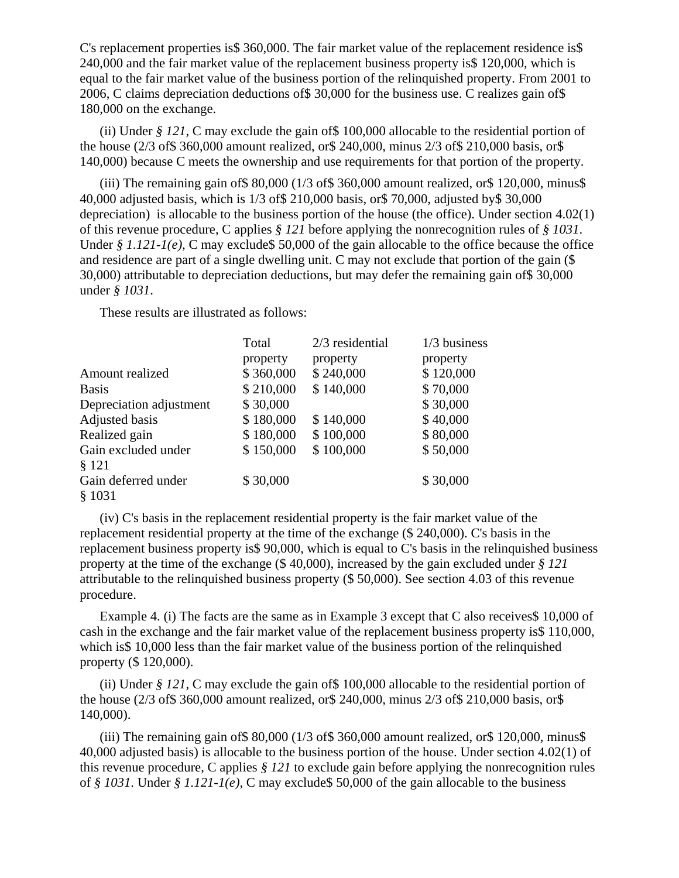C's replacement properties is$ 360,000. The fair market value of the replacement residence is$ 240,000 and the fair market value of the replacement business property is$ 120,000, which is equal to the fair market value of the business portion of the relinquished property. From 2001 to 2006, C claims depreciation deductions of$ 30,000 for the business use. C realizes gain of$ 180,000 on the exchange.

(ii) Under *§ 121*, C may exclude the gain of$ 100,000 allocable to the residential portion of the house (2/3 of$ 360,000 amount realized, or$ 240,000, minus 2/3 of$ 210,000 basis, or$ 140,000) because C meets the ownership and use requirements for that portion of the property.

(iii) The remaining gain of$ 80,000 (1/3 of$ 360,000 amount realized, or$ 120,000, minus$ 40,000 adjusted basis, which is 1/3 of$ 210,000 basis, or$ 70,000, adjusted by$ 30,000 depreciation) is allocable to the business portion of the house (the office). Under section 4.02(1) of this revenue procedure, C applies *§ 121* before applying the nonrecognition rules of *§ 1031*. Under *§ 1.121-1(e)*, C may exclude$ 50,000 of the gain allocable to the office because the office and residence are part of a single dwelling unit. C may not exclude that portion of the gain ($ 30,000) attributable to depreciation deductions, but may defer the remaining gain of$ 30,000 under *§ 1031*.

These results are illustrated as follows:

| | Total property | 2/3 residential property | 1/3 business property |
|---|---|---|---|
| Amount realized | $ 360,000 | $ 240,000 | $ 120,000 |
| Basis | $ 210,000 | $ 140,000 | $ 70,000 |
| Depreciation adjustment | $ 30,000 | | $ 30,000 |
| Adjusted basis | $ 180,000 | $ 140,000 | $ 40,000 |
| Realized gain | $ 180,000 | $ 100,000 | $ 80,000 |
| Gain excluded under § 121 | $ 150,000 | $ 100,000 | $ 50,000 |
| Gain deferred under § 1031 | $ 30,000 | | $ 30,000 |

(iv) C's basis in the replacement residential property is the fair market value of the replacement residential property at the time of the exchange ($ 240,000). C's basis in the replacement business property is$ 90,000, which is equal to C's basis in the relinquished business property at the time of the exchange ($ 40,000), increased by the gain excluded under *§ 121* attributable to the relinquished business property ($ 50,000). See section 4.03 of this revenue procedure.

Example 4. (i) The facts are the same as in Example 3 except that C also receives$ 10,000 of cash in the exchange and the fair market value of the replacement business property is$ 110,000, which is$ 10,000 less than the fair market value of the business portion of the relinquished property ($ 120,000).

(ii) Under *§ 121*, C may exclude the gain of$ 100,000 allocable to the residential portion of the house (2/3 of$ 360,000 amount realized, or$ 240,000, minus 2/3 of$ 210,000 basis, or$ 140,000).

(iii) The remaining gain of$ 80,000 (1/3 of$ 360,000 amount realized, or$ 120,000, minus$ 40,000 adjusted basis) is allocable to the business portion of the house. Under section 4.02(1) of this revenue procedure, C applies *§ 121* to exclude gain before applying the nonrecognition rules of *§ 1031*. Under *§ 1.121-1(e)*, C may exclude$ 50,000 of the gain allocable to the business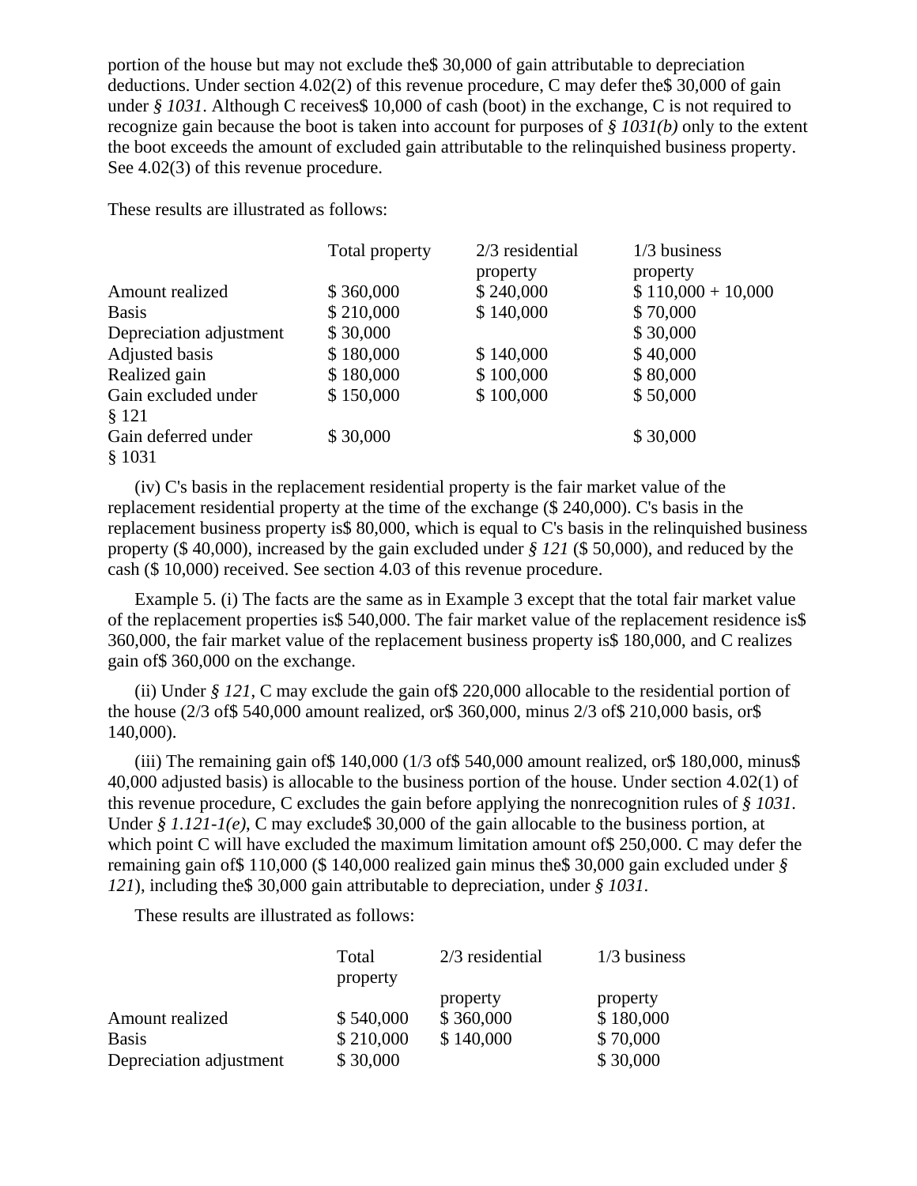portion of the house but may not exclude the$ 30,000 of gain attributable to depreciation deductions. Under section 4.02(2) of this revenue procedure, C may defer the$ 30,000 of gain under *§ 1031*. Although C receives$ 10,000 of cash (boot) in the exchange, C is not required to recognize gain because the boot is taken into account for purposes of *§ 1031(b)* only to the extent the boot exceeds the amount of excluded gain attributable to the relinquished business property. See 4.02(3) of this revenue procedure.

These results are illustrated as follows:

| | Total property | 2/3 residential property | 1/3 business property |
|---|---|---|---|
| Amount realized | $ 360,000 | $ 240,000 | $ 110,000 + 10,000 |
| Basis | $ 210,000 | $ 140,000 | $ 70,000 |
| Depreciation adjustment | $ 30,000 | | $ 30,000 |
| Adjusted basis | $ 180,000 | $ 140,000 | $ 40,000 |
| Realized gain | $ 180,000 | $ 100,000 | $ 80,000 |
| Gain excluded under § 121 | $ 150,000 | $ 100,000 | $ 50,000 |
| Gain deferred under § 1031 | $ 30,000 | | $ 30,000 |

(iv) C's basis in the replacement residential property is the fair market value of the replacement residential property at the time of the exchange ($ 240,000). C's basis in the replacement business property is$ 80,000, which is equal to C's basis in the relinquished business property ($ 40,000), increased by the gain excluded under *§ 121* ($ 50,000), and reduced by the cash ($ 10,000) received. See section 4.03 of this revenue procedure.

Example 5. (i) The facts are the same as in Example 3 except that the total fair market value of the replacement properties is$ 540,000. The fair market value of the replacement residence is$ 360,000, the fair market value of the replacement business property is$ 180,000, and C realizes gain of$ 360,000 on the exchange.

(ii) Under *§ 121*, C may exclude the gain of$ 220,000 allocable to the residential portion of the house (2/3 of$ 540,000 amount realized, or$ 360,000, minus 2/3 of$ 210,000 basis, or$ 140,000).

(iii) The remaining gain of$ 140,000 (1/3 of$ 540,000 amount realized, or$ 180,000, minus$ 40,000 adjusted basis) is allocable to the business portion of the house. Under section 4.02(1) of this revenue procedure, C excludes the gain before applying the nonrecognition rules of *§ 1031*. Under *§ 1.121-1(e)*, C may exclude$ 30,000 of the gain allocable to the business portion, at which point C will have excluded the maximum limitation amount of$ 250,000. C may defer the remaining gain of$ 110,000 ($ 140,000 realized gain minus the$ 30,000 gain excluded under *§ 121*), including the$ 30,000 gain attributable to depreciation, under *§ 1031*.

These results are illustrated as follows:

| | Total property | 2/3 residential property | 1/3 business property |
|---|---|---|---|
| Amount realized | $ 540,000 | $ 360,000 | $ 180,000 |
| Basis | $ 210,000 | $ 140,000 | $ 70,000 |
| Depreciation adjustment | $ 30,000 | | $ 30,000 |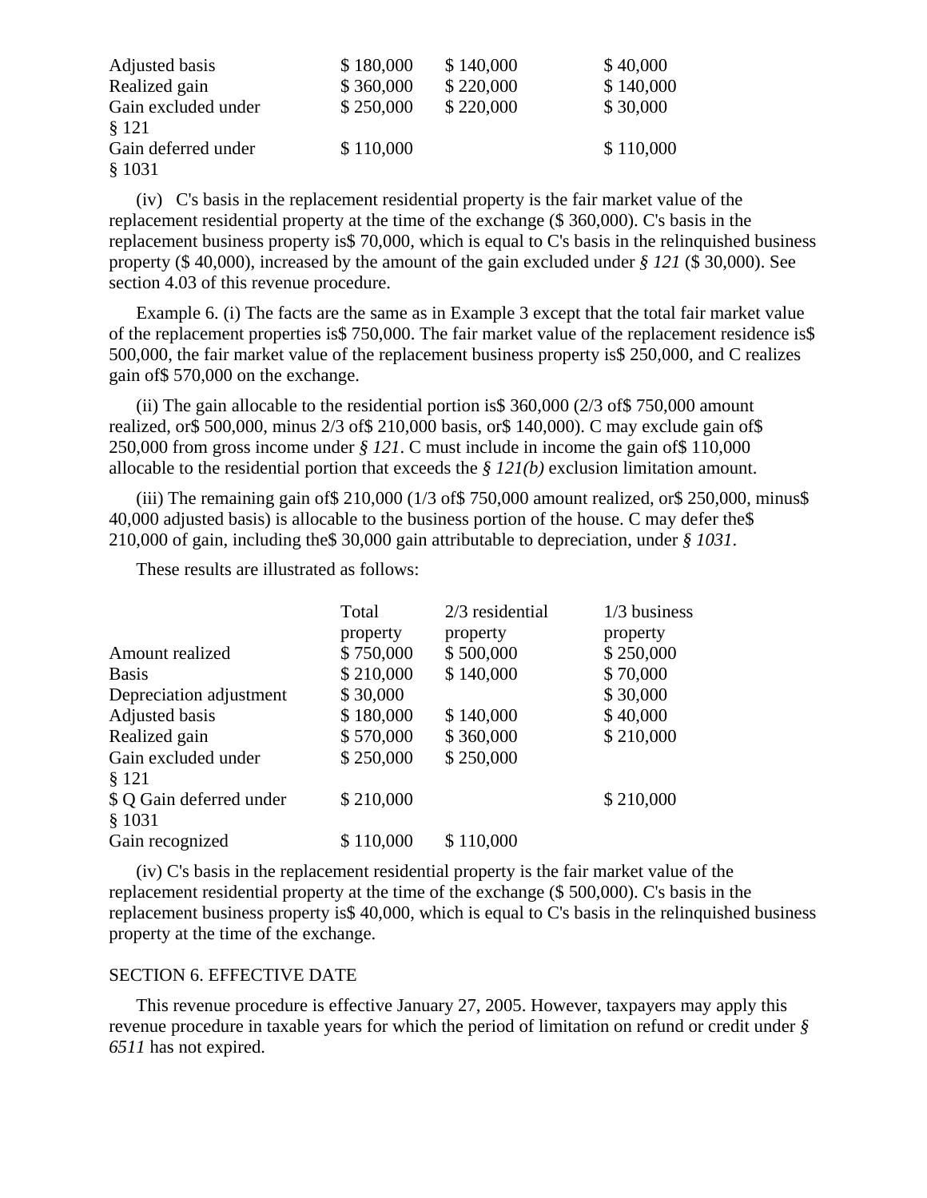| | | | |
|---|---|---|---|
| Adjusted basis | $ 180,000 | $ 140,000 | $ 40,000 |
| Realized gain | $ 360,000 | $ 220,000 | $ 140,000 |
| Gain excluded under § 121 | $ 250,000 | $ 220,000 | $ 30,000 |
| Gain deferred under § 1031 | $ 110,000 | | $ 110,000 |

(iv) C's basis in the replacement residential property is the fair market value of the replacement residential property at the time of the exchange ($ 360,000). C's basis in the replacement business property is$ 70,000, which is equal to C's basis in the relinquished business property ($ 40,000), increased by the amount of the gain excluded under *§ 121* ($ 30,000). See section 4.03 of this revenue procedure.

Example 6. (i) The facts are the same as in Example 3 except that the total fair market value of the replacement properties is$ 750,000. The fair market value of the replacement residence is$ 500,000, the fair market value of the replacement business property is$ 250,000, and C realizes gain of$ 570,000 on the exchange.

(ii) The gain allocable to the residential portion is$ 360,000 (2/3 of$ 750,000 amount realized, or$ 500,000, minus 2/3 of$ 210,000 basis, or$ 140,000). C may exclude gain of$ 250,000 from gross income under *§ 121*. C must include in income the gain of$ 110,000 allocable to the residential portion that exceeds the *§ 121(b)* exclusion limitation amount.

(iii) The remaining gain of$ 210,000 (1/3 of$ 750,000 amount realized, or$ 250,000, minus$ 40,000 adjusted basis) is allocable to the business portion of the house. C may defer the$ 210,000 of gain, including the$ 30,000 gain attributable to depreciation, under *§ 1031*.

These results are illustrated as follows:

| | Total property | 2/3 residential property | 1/3 business property |
|---|---|---|---|
| Amount realized | $ 750,000 | $ 500,000 | $ 250,000 |
| Basis | $ 210,000 | $ 140,000 | $ 70,000 |
| Depreciation adjustment | $ 30,000 | | $ 30,000 |
| Adjusted basis | $ 180,000 | $ 140,000 | $ 40,000 |
| Realized gain | $ 570,000 | $ 360,000 | $ 210,000 |
| Gain excluded under § 121 | $ 250,000 | $ 250,000 | |
| $ Q Gain deferred under § 1031 | $ 210,000 | | $ 210,000 |
| Gain recognized | $ 110,000 | $ 110,000 | |

(iv) C's basis in the replacement residential property is the fair market value of the replacement residential property at the time of the exchange ($ 500,000). C's basis in the replacement business property is$ 40,000, which is equal to C's basis in the relinquished business property at the time of the exchange.

## SECTION 6. EFFECTIVE DATE

This revenue procedure is effective January 27, 2005. However, taxpayers may apply this revenue procedure in taxable years for which the period of limitation on refund or credit under *§ 6511* has not expired.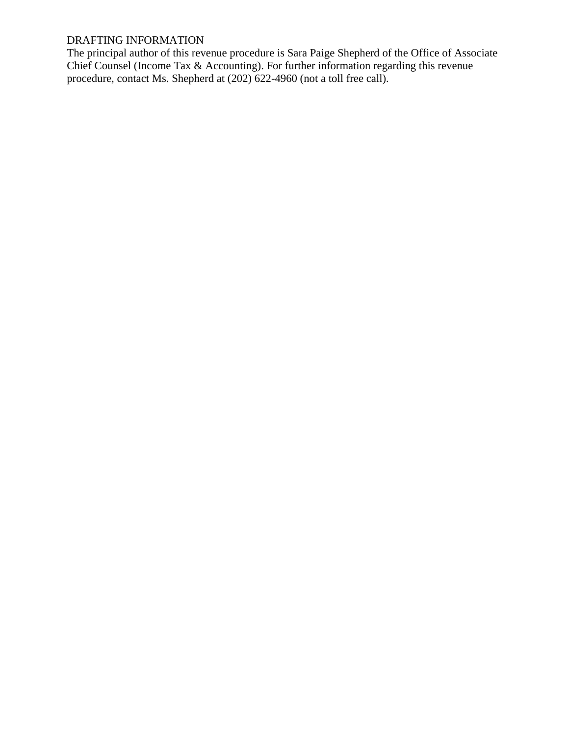## DRAFTING INFORMATION

The principal author of this revenue procedure is Sara Paige Shepherd of the Office of Associate Chief Counsel (Income Tax & Accounting). For further information regarding this revenue procedure, contact Ms. Shepherd at (202) 622-4960 (not a toll free call).